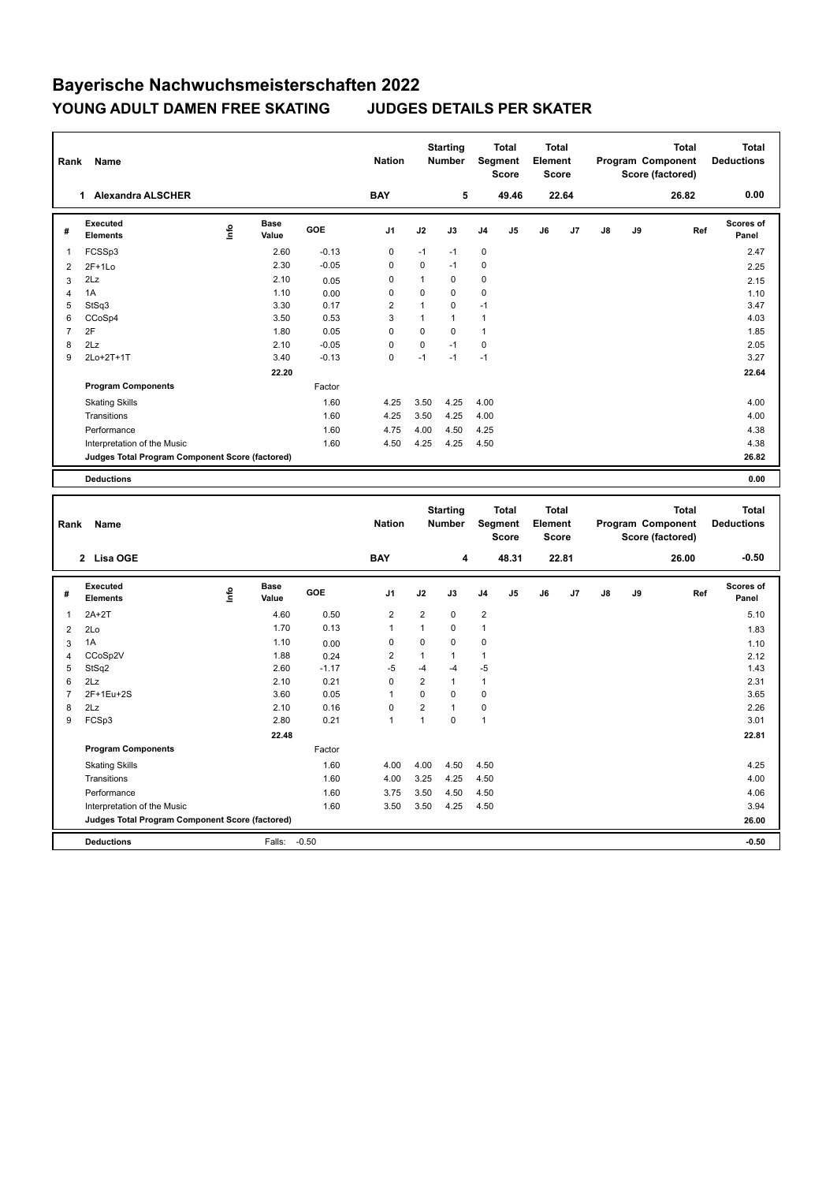# Bayerische Nachwuchsmeisterschaften 2022

## YOUNG ADULT DAMEN FREE SKATING JUDGES DETAILS PER SKATER

| Rank | Name | Nation | Starting Number | Total Segment Score | Total Element Score | Total Program Component Score (factored) | Total Deductions |
|---|---|---|---|---|---|---|---|
| 1 | Alexandra ALSCHER | BAY | 5 | 49.46 | 22.64 | 26.82 | 0.00 |

| # | Executed Elements | Info | Base Value | GOE | J1 | J2 | J3 | J4 | J5 | J6 | J7 | J8 | J9 | Ref | Scores of Panel |
|---|---|---|---|---|---|---|---|---|---|---|---|---|---|---|---|
| 1 | FCSSp3 | | 2.60 | -0.13 | 0 | -1 | -1 | 0 | | | | | | | 2.47 |
| 2 | 2F+1Lo | | 2.30 | -0.05 | 0 | 0 | -1 | 0 | | | | | | | 2.25 |
| 3 | 2Lz | | 2.10 | 0.05 | 0 | 1 | 0 | 0 | | | | | | | 2.15 |
| 4 | 1A | | 1.10 | 0.00 | 0 | 0 | 0 | 0 | | | | | | | 1.10 |
| 5 | StSq3 | | 3.30 | 0.17 | 2 | 1 | 0 | -1 | | | | | | | 3.47 |
| 6 | CCoSp4 | | 3.50 | 0.53 | 3 | 1 | 1 | 1 | | | | | | | 4.03 |
| 7 | 2F | | 1.80 | 0.05 | 0 | 0 | 0 | 1 | | | | | | | 1.85 |
| 8 | 2Lz | | 2.10 | -0.05 | 0 | 0 | -1 | 0 | | | | | | | 2.05 |
| 9 | 2Lo+2T+1T | | 3.40 | -0.13 | 0 | -1 | -1 | -1 | | | | | | | 3.27 |
| | | | 22.20 | | | | | | | | | | | | 22.64 |
| | **Program Components** | | | Factor | | | | | | | | | | | |
| | Skating Skills | | | 1.60 | 4.25 | 3.50 | 4.25 | 4.00 | | | | | | | 4.00 |
| | Transitions | | | 1.60 | 4.25 | 3.50 | 4.25 | 4.00 | | | | | | | 4.00 |
| | Performance | | | 1.60 | 4.75 | 4.00 | 4.50 | 4.25 | | | | | | | 4.38 |
| | Interpretation of the Music | | | 1.60 | 4.50 | 4.25 | 4.25 | 4.50 | | | | | | | 4.38 |
| | **Judges Total Program Component Score (factored)** | | | | | | | | | | | | | | 26.82 |
| | **Deductions** | | | | | | | | | | | | | | 0.00 |

| Rank | Name | Nation | Starting Number | Total Segment Score | Total Element Score | Total Program Component Score (factored) | Total Deductions |
|---|---|---|---|---|---|---|---|
| 2 | Lisa OGE | BAY | 4 | 48.31 | 22.81 | 26.00 | -0.50 |

| # | Executed Elements | Info | Base Value | GOE | J1 | J2 | J3 | J4 | J5 | J6 | J7 | J8 | J9 | Ref | Scores of Panel |
|---|---|---|---|---|---|---|---|---|---|---|---|---|---|---|---|
| 1 | 2A+2T | | 4.60 | 0.50 | 2 | 2 | 0 | 2 | | | | | | | 5.10 |
| 2 | 2Lo | | 1.70 | 0.13 | 1 | 1 | 0 | 1 | | | | | | | 1.83 |
| 3 | 1A | | 1.10 | 0.00 | 0 | 0 | 0 | 0 | | | | | | | 1.10 |
| 4 | CCoSp2V | | 1.88 | 0.24 | 2 | 1 | 1 | 1 | | | | | | | 2.12 |
| 5 | StSq2 | | 2.60 | -1.17 | -5 | -4 | -4 | -5 | | | | | | | 1.43 |
| 6 | 2Lz | | 2.10 | 0.21 | 0 | 2 | 1 | 1 | | | | | | | 2.31 |
| 7 | 2F+1Eu+2S | | 3.60 | 0.05 | 1 | 0 | 0 | 0 | | | | | | | 3.65 |
| 8 | 2Lz | | 2.10 | 0.16 | 0 | 2 | 1 | 0 | | | | | | | 2.26 |
| 9 | FCSp3 | | 2.80 | 0.21 | 1 | 1 | 0 | 1 | | | | | | | 3.01 |
| | | | 22.48 | | | | | | | | | | | | 22.81 |
| | **Program Components** | | | Factor | | | | | | | | | | | |
| | Skating Skills | | | 1.60 | 4.00 | 4.00 | 4.50 | 4.50 | | | | | | | 4.25 |
| | Transitions | | | 1.60 | 4.00 | 3.25 | 4.25 | 4.50 | | | | | | | 4.00 |
| | Performance | | | 1.60 | 3.75 | 3.50 | 4.50 | 4.50 | | | | | | | 4.06 |
| | Interpretation of the Music | | | 1.60 | 3.50 | 3.50 | 4.25 | 4.50 | | | | | | | 3.94 |
| | **Judges Total Program Component Score (factored)** | | | | | | | | | | | | | | 26.00 |
| | **Deductions** | | Falls: | -0.50 | | | | | | | | | | | -0.50 |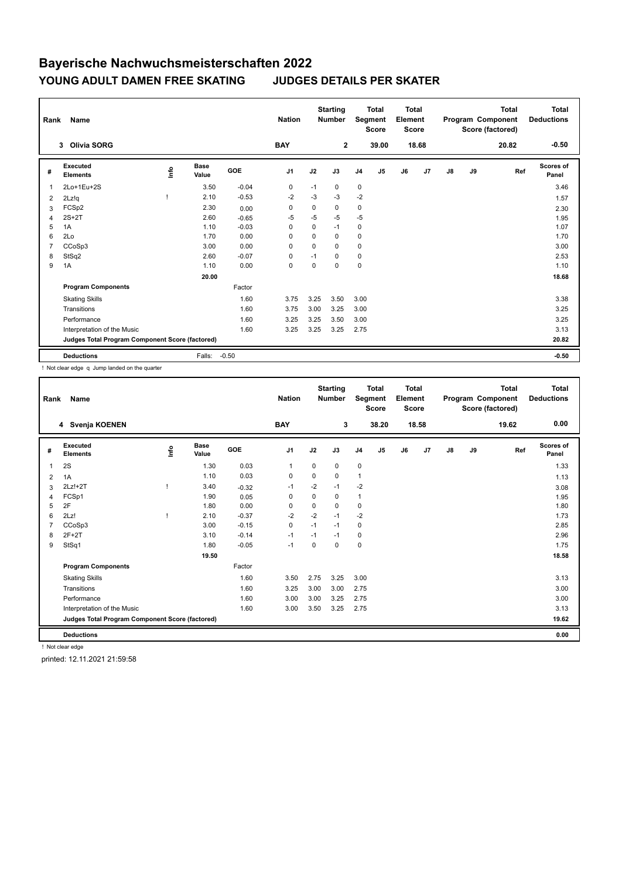# Bayerische Nachwuchsmeisterschaften 2022

## YOUNG ADULT DAMEN FREE SKATING JUDGES DETAILS PER SKATER

| Rank | Name | Nation | Starting Number | Total Segment Score | Total Element Score | Total Program Component Score (factored) | Total Deductions |
|---|---|---|---|---|---|---|---|
| 3 | Olivia SORG | BAY | 2 | 39.00 | 18.68 | 20.82 | -0.50 |

| # | Executed Elements | Info | Base Value | GOE | J1 | J2 | J3 | J4 | J5 | J6 | J7 | J8 | J9 | Ref | Scores of Panel |
|---|---|---|---|---|---|---|---|---|---|---|---|---|---|---|---|
| 1 | 2Lo+1Eu+2S | | 3.50 | -0.04 | 0 | -1 | 0 | 0 | | | | | | | 3.46 |
| 2 | 2Lz!q | ! | 2.10 | -0.53 | -2 | -3 | -3 | -2 | | | | | | | 1.57 |
| 3 | FCSp2 | | 2.30 | 0.00 | 0 | 0 | 0 | 0 | | | | | | | 2.30 |
| 4 | 2S+2T | | 2.60 | -0.65 | -5 | -5 | -5 | -5 | | | | | | | 1.95 |
| 5 | 1A | | 1.10 | -0.03 | 0 | 0 | -1 | 0 | | | | | | | 1.07 |
| 6 | 2Lo | | 1.70 | 0.00 | 0 | 0 | 0 | 0 | | | | | | | 1.70 |
| 7 | CCoSp3 | | 3.00 | 0.00 | 0 | 0 | 0 | 0 | | | | | | | 3.00 |
| 8 | StSq2 | | 2.60 | -0.07 | 0 | -1 | 0 | 0 | | | | | | | 2.53 |
| 9 | 1A | | 1.10 | 0.00 | 0 | 0 | 0 | 0 | | | | | | | 1.10 |
| | | | 20.00 | | | | | | | | | | | | 18.68 |
| | **Program Components** | | | Factor | | | | | | | | | | | |
| | Skating Skills | | | 1.60 | 3.75 | 3.25 | 3.50 | 3.00 | | | | | | | 3.38 |
| | Transitions | | | 1.60 | 3.75 | 3.00 | 3.25 | 3.00 | | | | | | | 3.25 |
| | Performance | | | 1.60 | 3.25 | 3.25 | 3.50 | 3.00 | | | | | | | 3.25 |
| | Interpretation of the Music | | | 1.60 | 3.25 | 3.25 | 3.25 | 2.75 | | | | | | | 3.13 |
| | **Judges Total Program Component Score (factored)** | | | | | | | | | | | | | | 20.82 |
| | **Deductions** | | Falls: | -0.50 | | | | | | | | | | | -0.50 |

! Not clear edge q Jump landed on the quarter

| Rank | Name | Nation | Starting Number | Total Segment Score | Total Element Score | Total Program Component Score (factored) | Total Deductions |
|---|---|---|---|---|---|---|---|
| 4 | Svenja KOENEN | BAY | 3 | 38.20 | 18.58 | 19.62 | 0.00 |

| # | Executed Elements | Info | Base Value | GOE | J1 | J2 | J3 | J4 | J5 | J6 | J7 | J8 | J9 | Ref | Scores of Panel |
|---|---|---|---|---|---|---|---|---|---|---|---|---|---|---|---|
| 1 | 2S | | 1.30 | 0.03 | 1 | 0 | 0 | 0 | | | | | | | 1.33 |
| 2 | 1A | | 1.10 | 0.03 | 0 | 0 | 0 | 1 | | | | | | | 1.13 |
| 3 | 2Lz!+2T | ! | 3.40 | -0.32 | -1 | -2 | -1 | -2 | | | | | | | 3.08 |
| 4 | FCSp1 | | 1.90 | 0.05 | 0 | 0 | 0 | 1 | | | | | | | 1.95 |
| 5 | 2F | | 1.80 | 0.00 | 0 | 0 | 0 | 0 | | | | | | | 1.80 |
| 6 | 2Lz! | ! | 2.10 | -0.37 | -2 | -2 | -1 | -2 | | | | | | | 1.73 |
| 7 | CCoSp3 | | 3.00 | -0.15 | 0 | -1 | -1 | 0 | | | | | | | 2.85 |
| 8 | 2F+2T | | 3.10 | -0.14 | -1 | -1 | -1 | 0 | | | | | | | 2.96 |
| 9 | StSq1 | | 1.80 | -0.05 | -1 | 0 | 0 | 0 | | | | | | | 1.75 |
| | | | 19.50 | | | | | | | | | | | | 18.58 |
| | **Program Components** | | | Factor | | | | | | | | | | | |
| | Skating Skills | | | 1.60 | 3.50 | 2.75 | 3.25 | 3.00 | | | | | | | 3.13 |
| | Transitions | | | 1.60 | 3.25 | 3.00 | 3.00 | 2.75 | | | | | | | 3.00 |
| | Performance | | | 1.60 | 3.00 | 3.00 | 3.25 | 2.75 | | | | | | | 3.00 |
| | Interpretation of the Music | | | 1.60 | 3.00 | 3.50 | 3.25 | 2.75 | | | | | | | 3.13 |
| | **Judges Total Program Component Score (factored)** | | | | | | | | | | | | | | 19.62 |
| | **Deductions** | | | | | | | | | | | | | | 0.00 |

! Not clear edge

printed: 12.11.2021 21:59:58